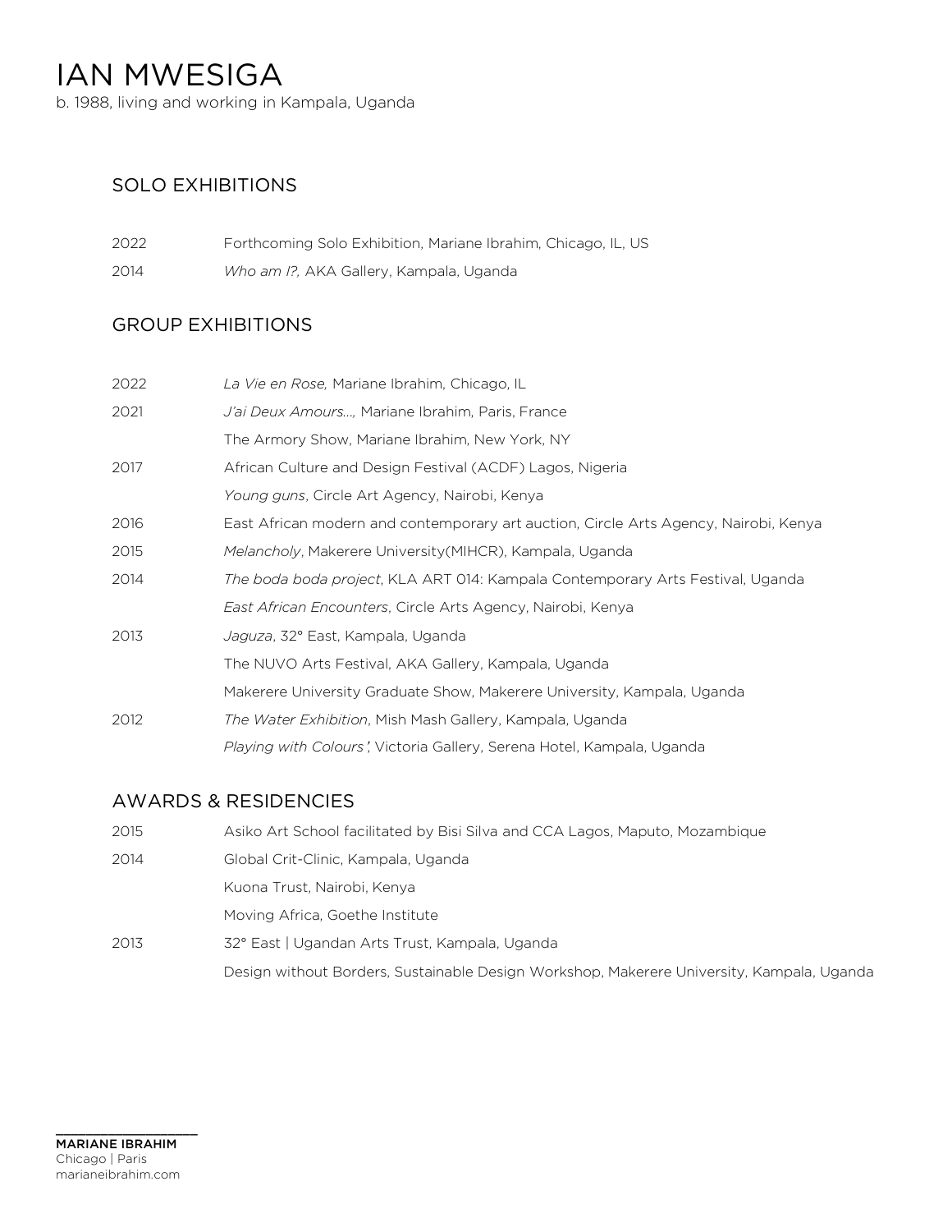# IAN MWESIGA

b. 1988, living and working in Kampala, Uganda

## SOLO EXHIBITIONS

2022 Forthcoming Solo Exhibition, Mariane Ibrahim, Chicago, IL, US

2014 *Who am I?,* AKA Gallery, Kampala, Uganda

## GROUP EXHIBITIONS

2022 *La Vie en Rose,* Mariane Ibrahim, Chicago, IL

2021 *J'ai Deux Amours...,* Mariane Ibrahim, Paris, France

The Armory Show, Mariane Ibrahim, New York, NY

2017 African Culture and Design Festival (ACDF) Lagos, Nigeria

*Young guns*, Circle Art Agency, Nairobi, Kenya

2016 East African modern and contemporary art auction, Circle Arts Agency, Nairobi, Kenya

2015 *Melancholy*, Makerere University(MIHCR), Kampala, Uganda

2014 *The boda boda project*, KLA ART 014: Kampala Contemporary Arts Festival, Uganda

*East African Encounters*, Circle Arts Agency, Nairobi, Kenya

2013 *Jaguza*, 32° East, Kampala, Uganda

The NUVO Arts Festival, AKA Gallery, Kampala, Uganda

Makerere University Graduate Show, Makerere University, Kampala, Uganda

2012 *The Water Exhibition*, Mish Mash Gallery, Kampala, Uganda

*Playing with Colours',* Victoria Gallery, Serena Hotel, Kampala, Uganda

## AWARDS & RESIDENCIES

2015 Asiko Art School facilitated by Bisi Silva and CCA Lagos, Maputo, Mozambique

2014 Global Crit-Clinic, Kampala, Uganda

Kuona Trust, Nairobi, Kenya

Moving Africa, Goethe Institute

2013 32° East | Ugandan Arts Trust, Kampala, Uganda

Design without Borders, Sustainable Design Workshop, Makerere University, Kampala, Uganda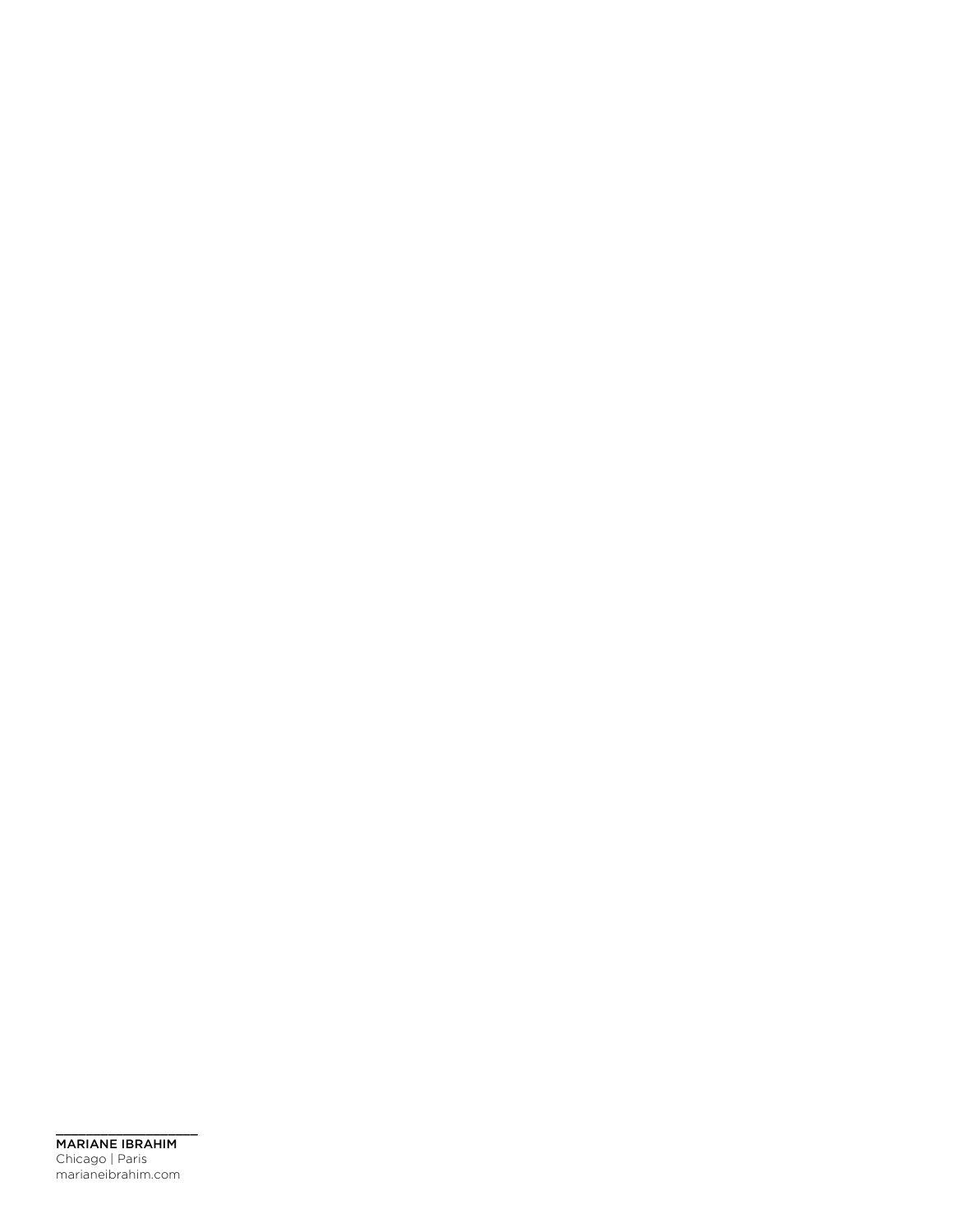MARIANE IBRAHIM
Chicago | Paris
marianeibrahim.com